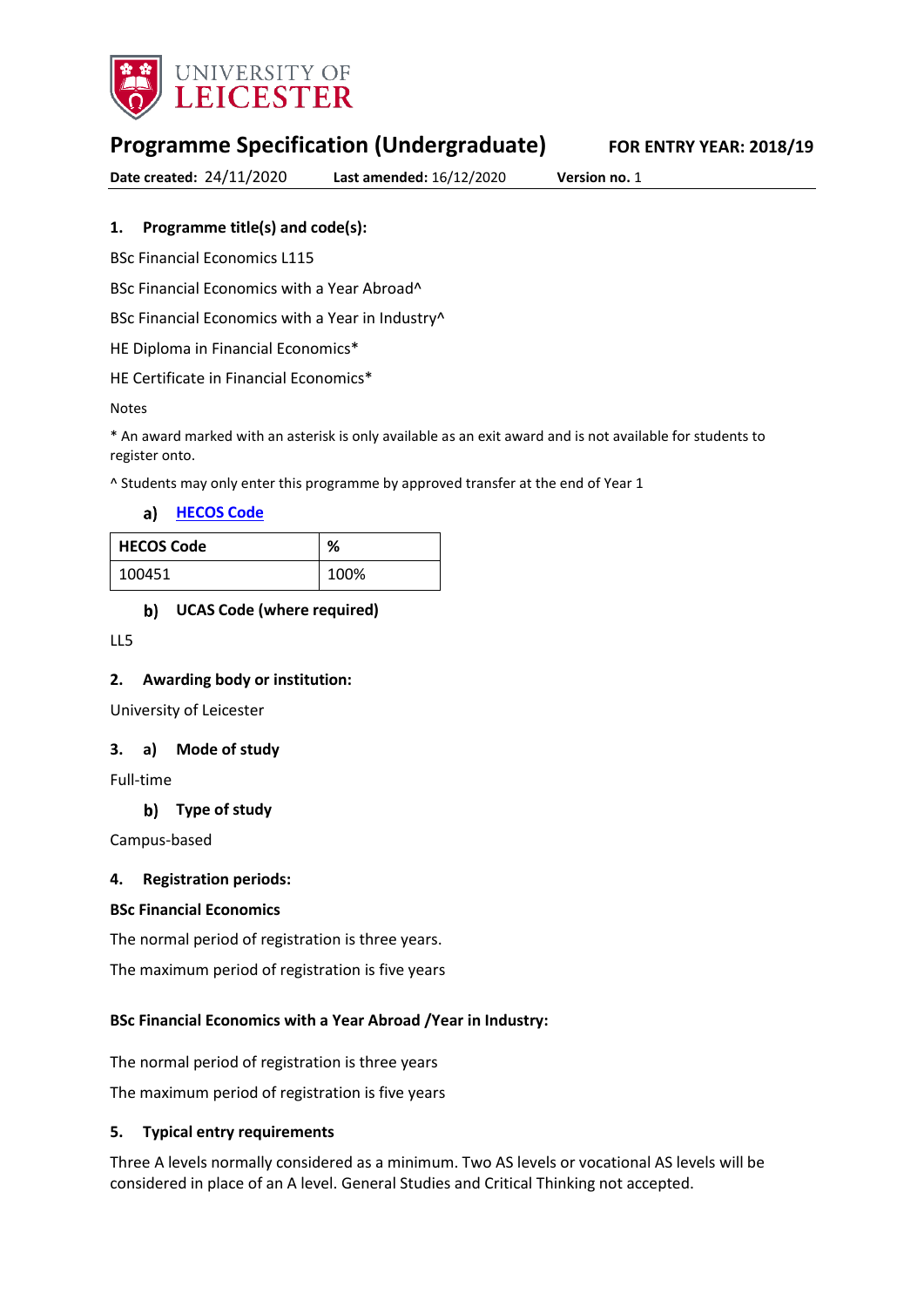UNIVERSITY OF LEICESTER

# Programme Specification (Undergraduate)

**FOR ENTRY YEAR: 2018/19**

**Date created:** 24/11/2020 **Last amended:** 16/12/2020 **Version no.** 1

## 1. Programme title(s) and code(s):

BSc Financial Economics L115

BSc Financial Economics with a Year Abroad^

BSc Financial Economics with a Year in Industry^

HE Diploma in Financial Economics*

HE Certificate in Financial Economics*

Notes

* An award marked with an asterisk is only available as an exit award and is not available for students to register onto.

^ Students may only enter this programme by approved transfer at the end of Year 1

### a) HECOS Code

| HECOS Code | % |
|---|---|
| 100451 | 100% |

### b) UCAS Code (where required)

LL5

## 2. Awarding body or institution:

University of Leicester

## 3. a) Mode of study

Full-time

### b) Type of study

Campus-based

## 4. Registration periods:

**BSc Financial Economics**

The normal period of registration is three years.

The maximum period of registration is five years

**BSc Financial Economics with a Year Abroad /Year in Industry:**

The normal period of registration is three years

The maximum period of registration is five years

## 5. Typical entry requirements

Three A levels normally considered as a minimum. Two AS levels or vocational AS levels will be considered in place of an A level. General Studies and Critical Thinking not accepted.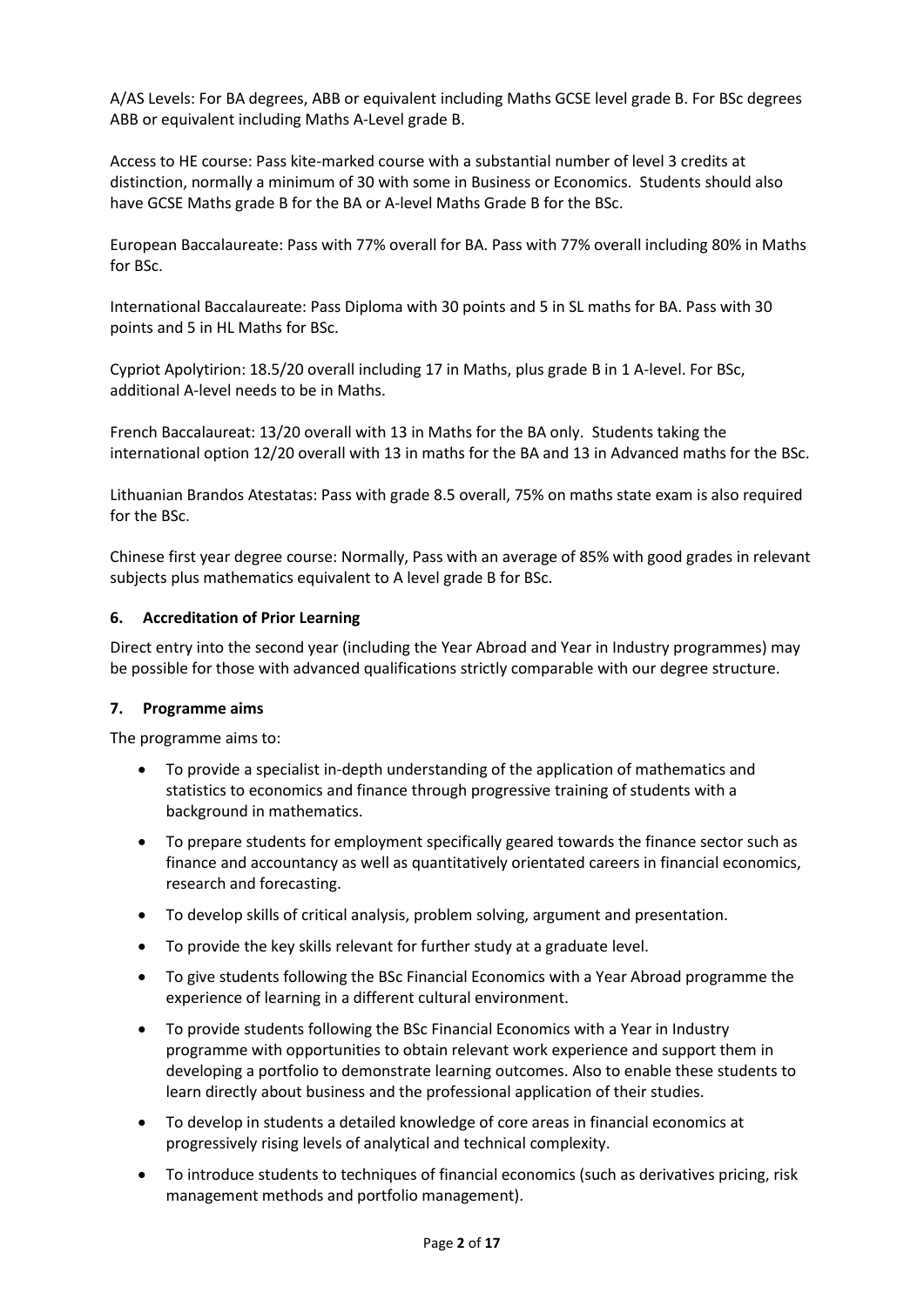A/AS Levels: For BA degrees, ABB or equivalent including Maths GCSE level grade B. For BSc degrees ABB or equivalent including Maths A-Level grade B.

Access to HE course: Pass kite-marked course with a substantial number of level 3 credits at distinction, normally a minimum of 30 with some in Business or Economics. Students should also have GCSE Maths grade B for the BA or A-level Maths Grade B for the BSc.

European Baccalaureate: Pass with 77% overall for BA. Pass with 77% overall including 80% in Maths for BSc.

International Baccalaureate: Pass Diploma with 30 points and 5 in SL maths for BA. Pass with 30 points and 5 in HL Maths for BSc.

Cypriot Apolytirion: 18.5/20 overall including 17 in Maths, plus grade B in 1 A-level. For BSc, additional A-level needs to be in Maths.

French Baccalaureat: 13/20 overall with 13 in Maths for the BA only. Students taking the international option 12/20 overall with 13 in maths for the BA and 13 in Advanced maths for the BSc.

Lithuanian Brandos Atestatas: Pass with grade 8.5 overall, 75% on maths state exam is also required for the BSc.

Chinese first year degree course: Normally, Pass with an average of 85% with good grades in relevant subjects plus mathematics equivalent to A level grade B for BSc.

### 6. Accreditation of Prior Learning

Direct entry into the second year (including the Year Abroad and Year in Industry programmes) may be possible for those with advanced qualifications strictly comparable with our degree structure.

### 7. Programme aims

The programme aims to:

- To provide a specialist in-depth understanding of the application of mathematics and statistics to economics and finance through progressive training of students with a background in mathematics.
- To prepare students for employment specifically geared towards the finance sector such as finance and accountancy as well as quantitatively orientated careers in financial economics, research and forecasting.
- To develop skills of critical analysis, problem solving, argument and presentation.
- To provide the key skills relevant for further study at a graduate level.
- To give students following the BSc Financial Economics with a Year Abroad programme the experience of learning in a different cultural environment.
- To provide students following the BSc Financial Economics with a Year in Industry programme with opportunities to obtain relevant work experience and support them in developing a portfolio to demonstrate learning outcomes. Also to enable these students to learn directly about business and the professional application of their studies.
- To develop in students a detailed knowledge of core areas in financial economics at progressively rising levels of analytical and technical complexity.
- To introduce students to techniques of financial economics (such as derivatives pricing, risk management methods and portfolio management).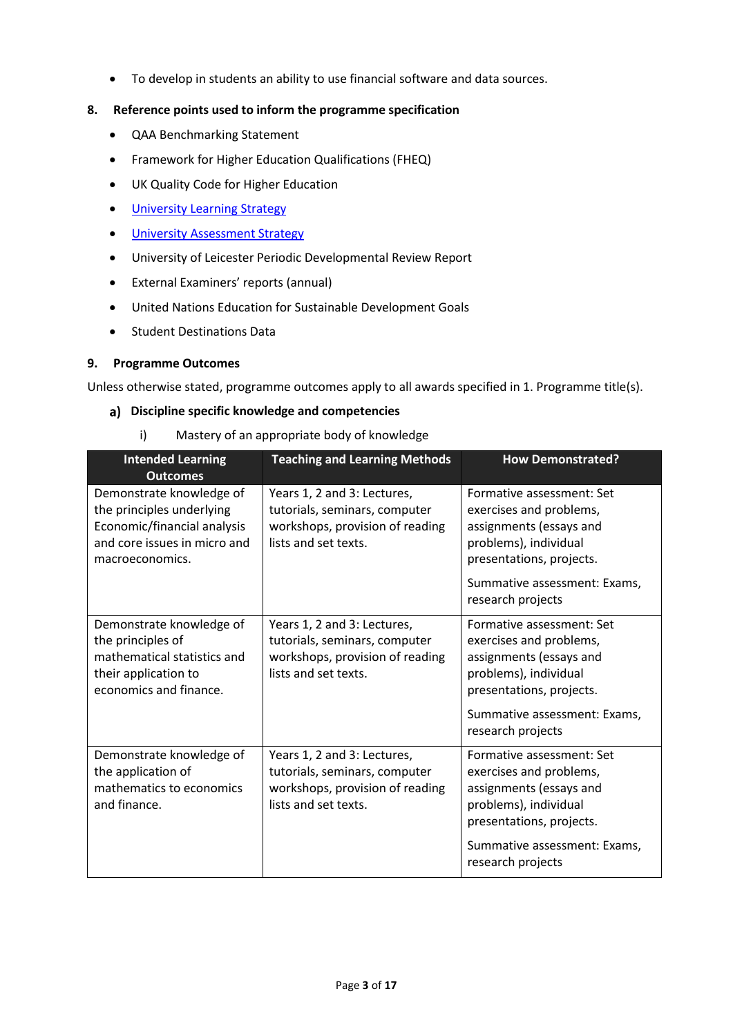- To develop in students an ability to use financial software and data sources.

## 8. Reference points used to inform the programme specification

- QAA Benchmarking Statement
- Framework for Higher Education Qualifications (FHEQ)
- UK Quality Code for Higher Education
- University Learning Strategy
- University Assessment Strategy
- University of Leicester Periodic Developmental Review Report
- External Examiners' reports (annual)
- United Nations Education for Sustainable Development Goals
- Student Destinations Data

## 9. Programme Outcomes

Unless otherwise stated, programme outcomes apply to all awards specified in 1. Programme title(s).

### a) Discipline specific knowledge and competencies

i) Mastery of an appropriate body of knowledge

| Intended Learning Outcomes | Teaching and Learning Methods | How Demonstrated? |
|---|---|---|
| Demonstrate knowledge of the principles underlying Economic/financial analysis and core issues in micro and macroeconomics. | Years 1, 2 and 3: Lectures, tutorials, seminars, computer workshops, provision of reading lists and set texts. | Formative assessment: Set exercises and problems, assignments (essays and problems), individual presentations, projects.<br><br>Summative assessment: Exams, research projects |
| Demonstrate knowledge of the principles of mathematical statistics and their application to economics and finance. | Years 1, 2 and 3: Lectures, tutorials, seminars, computer workshops, provision of reading lists and set texts. | Formative assessment: Set exercises and problems, assignments (essays and problems), individual presentations, projects.<br><br>Summative assessment: Exams, research projects |
| Demonstrate knowledge of the application of mathematics to economics and finance. | Years 1, 2 and 3: Lectures, tutorials, seminars, computer workshops, provision of reading lists and set texts. | Formative assessment: Set exercises and problems, assignments (essays and problems), individual presentations, projects.<br><br>Summative assessment: Exams, research projects |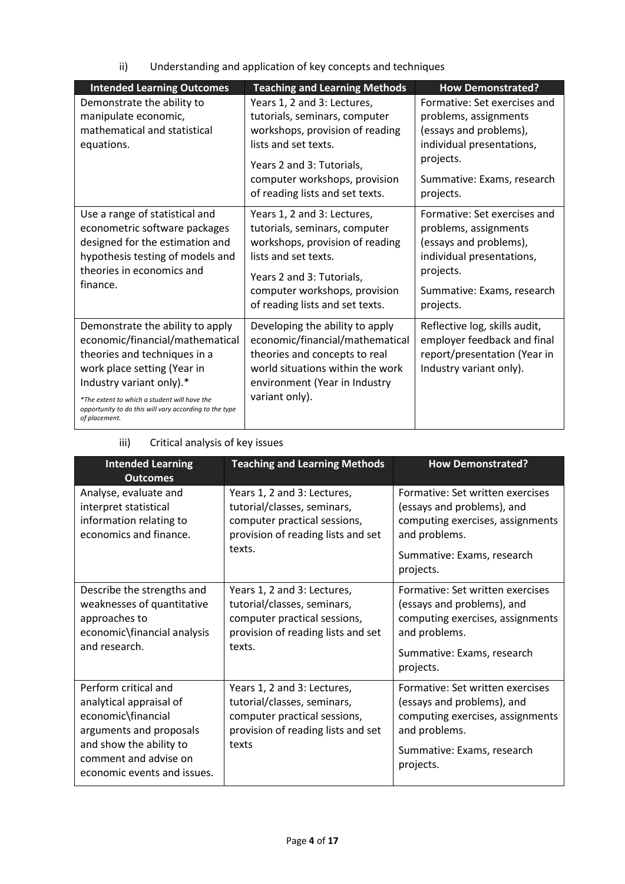ii) Understanding and application of key concepts and techniques

| Intended Learning Outcomes | Teaching and Learning Methods | How Demonstrated? |
|---|---|---|
| Demonstrate the ability to manipulate economic, mathematical and statistical equations. | Years 1, 2 and 3: Lectures, tutorials, seminars, computer workshops, provision of reading lists and set texts.<br><br>Years 2 and 3: Tutorials, computer workshops, provision of reading lists and set texts. | Formative: Set exercises and problems, assignments (essays and problems), individual presentations, projects.<br><br>Summative: Exams, research projects. |
| Use a range of statistical and econometric software packages designed for the estimation and hypothesis testing of models and theories in economics and finance. | Years 1, 2 and 3: Lectures, tutorials, seminars, computer workshops, provision of reading lists and set texts.<br><br>Years 2 and 3: Tutorials, computer workshops, provision of reading lists and set texts. | Formative: Set exercises and problems, assignments (essays and problems), individual presentations, projects.<br><br>Summative: Exams, research projects. |
| Demonstrate the ability to apply economic/financial/mathematical theories and techniques in a work place setting (Year in Industry variant only).*<br><br>*\*The extent to which a student will have the opportunity to do this will vary according to the type of placement.* | Developing the ability to apply economic/financial/mathematical theories and concepts to real world situations within the work environment (Year in Industry variant only). | Reflective log, skills audit, employer feedback and final report/presentation (Year in Industry variant only). |

iii) Critical analysis of key issues

| Intended Learning Outcomes | Teaching and Learning Methods | How Demonstrated? |
|---|---|---|
| Analyse, evaluate and interpret statistical information relating to economics and finance. | Years 1, 2 and 3: Lectures, tutorial/classes, seminars, computer practical sessions, provision of reading lists and set texts. | Formative: Set written exercises (essays and problems), and computing exercises, assignments and problems.<br><br>Summative: Exams, research projects. |
| Describe the strengths and weaknesses of quantitative approaches to economic\financial analysis and research. | Years 1, 2 and 3: Lectures, tutorial/classes, seminars, computer practical sessions, provision of reading lists and set texts. | Formative: Set written exercises (essays and problems), and computing exercises, assignments and problems.<br><br>Summative: Exams, research projects. |
| Perform critical and analytical appraisal of economic\financial arguments and proposals and show the ability to comment and advise on economic events and issues. | Years 1, 2 and 3: Lectures, tutorial/classes, seminars, computer practical sessions, provision of reading lists and set texts | Formative: Set written exercises (essays and problems), and computing exercises, assignments and problems.<br><br>Summative: Exams, research projects. |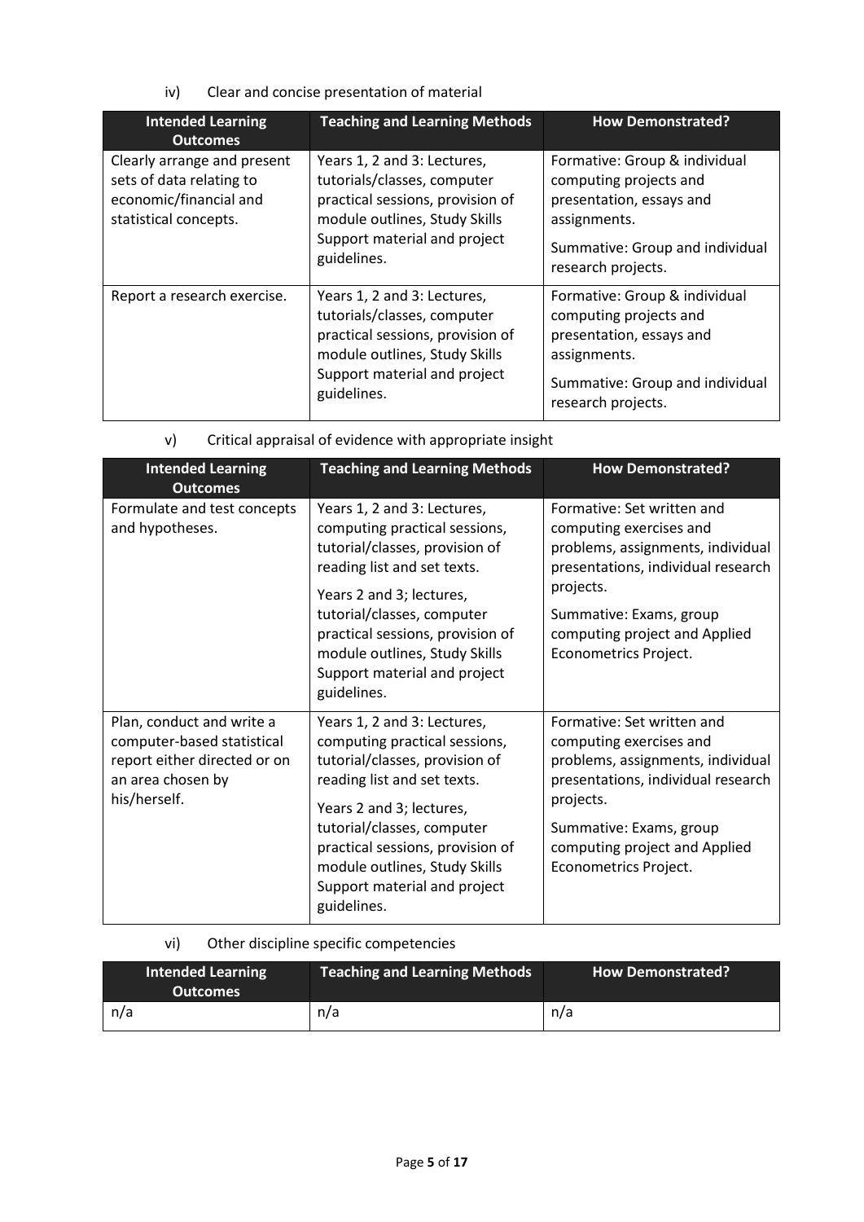iv) Clear and concise presentation of material

| Intended Learning Outcomes | Teaching and Learning Methods | How Demonstrated? |
|---|---|---|
| Clearly arrange and present sets of data relating to economic/financial and statistical concepts. | Years 1, 2 and 3: Lectures, tutorials/classes, computer practical sessions, provision of module outlines, Study Skills Support material and project guidelines. | Formative: Group & individual computing projects and presentation, essays and assignments.<br><br>Summative: Group and individual research projects. |
| Report a research exercise. | Years 1, 2 and 3: Lectures, tutorials/classes, computer practical sessions, provision of module outlines, Study Skills Support material and project guidelines. | Formative: Group & individual computing projects and presentation, essays and assignments.<br><br>Summative: Group and individual research projects. |

v) Critical appraisal of evidence with appropriate insight

| Intended Learning Outcomes | Teaching and Learning Methods | How Demonstrated? |
|---|---|---|
| Formulate and test concepts and hypotheses. | Years 1, 2 and 3: Lectures, computing practical sessions, tutorial/classes, provision of reading list and set texts.<br><br>Years 2 and 3; lectures, tutorial/classes, computer practical sessions, provision of module outlines, Study Skills Support material and project guidelines. | Formative: Set written and computing exercises and problems, assignments, individual presentations, individual research projects.<br><br>Summative: Exams, group computing project and Applied Econometrics Project. |
| Plan, conduct and write a computer-based statistical report either directed or on an area chosen by his/herself. | Years 1, 2 and 3: Lectures, computing practical sessions, tutorial/classes, provision of reading list and set texts.<br><br>Years 2 and 3; lectures, tutorial/classes, computer practical sessions, provision of module outlines, Study Skills Support material and project guidelines. | Formative: Set written and computing exercises and problems, assignments, individual presentations, individual research projects.<br><br>Summative: Exams, group computing project and Applied Econometrics Project. |

vi) Other discipline specific competencies

| Intended Learning Outcomes | Teaching and Learning Methods | How Demonstrated? |
|---|---|---|
| n/a | n/a | n/a |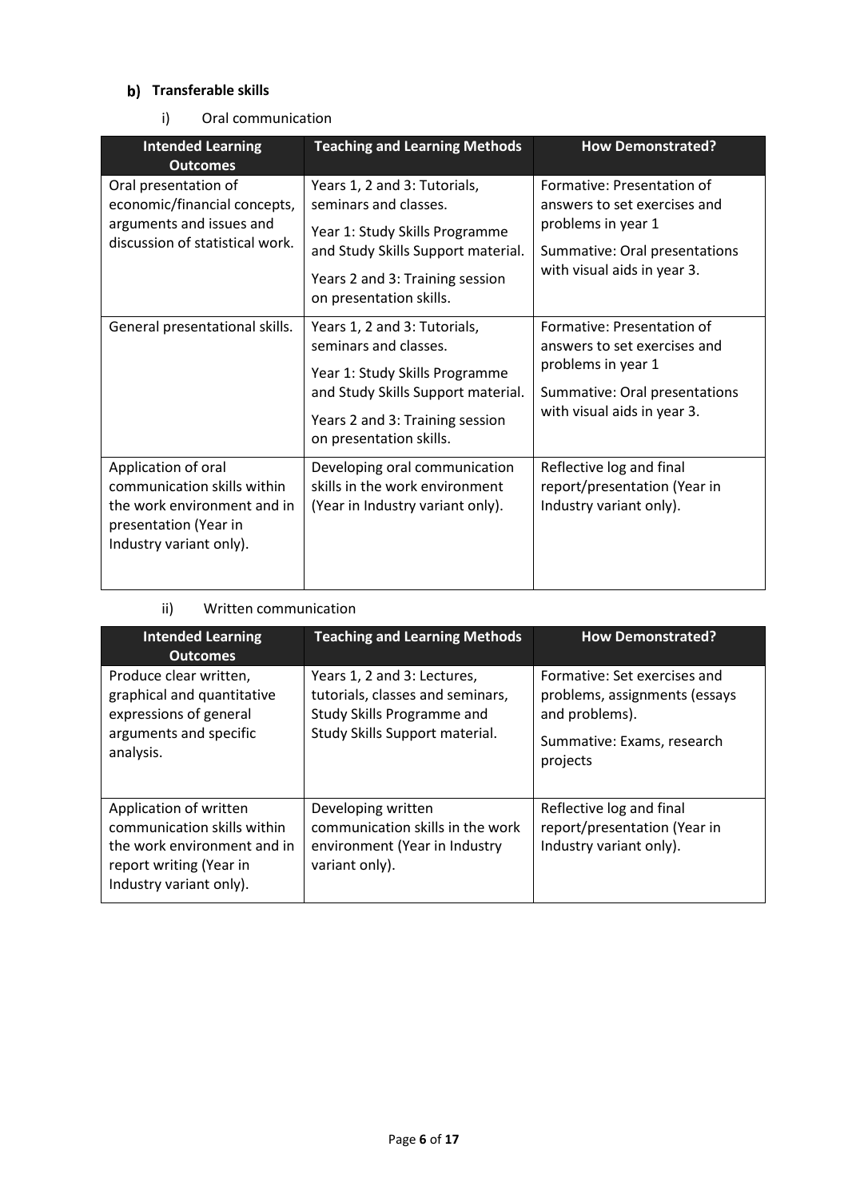### b) Transferable skills

i) Oral communication

| Intended Learning Outcomes | Teaching and Learning Methods | How Demonstrated? |
|---|---|---|
| Oral presentation of economic/financial concepts, arguments and issues and discussion of statistical work. | Years 1, 2 and 3: Tutorials, seminars and classes. Year 1: Study Skills Programme and Study Skills Support material. Years 2 and 3: Training session on presentation skills. | Formative: Presentation of answers to set exercises and problems in year 1. Summative: Oral presentations with visual aids in year 3. |
| General presentational skills. | Years 1, 2 and 3: Tutorials, seminars and classes. Year 1: Study Skills Programme and Study Skills Support material. Years 2 and 3: Training session on presentation skills. | Formative: Presentation of answers to set exercises and problems in year 1. Summative: Oral presentations with visual aids in year 3. |
| Application of oral communication skills within the work environment and in presentation (Year in Industry variant only). | Developing oral communication skills in the work environment (Year in Industry variant only). | Reflective log and final report/presentation (Year in Industry variant only). |

ii) Written communication

| Intended Learning Outcomes | Teaching and Learning Methods | How Demonstrated? |
|---|---|---|
| Produce clear written, graphical and quantitative expressions of general arguments and specific analysis. | Years 1, 2 and 3: Lectures, tutorials, classes and seminars, Study Skills Programme and Study Skills Support material. | Formative: Set exercises and problems, assignments (essays and problems). Summative: Exams, research projects |
| Application of written communication skills within the work environment and in report writing (Year in Industry variant only). | Developing written communication skills in the work environment (Year in Industry variant only). | Reflective log and final report/presentation (Year in Industry variant only). |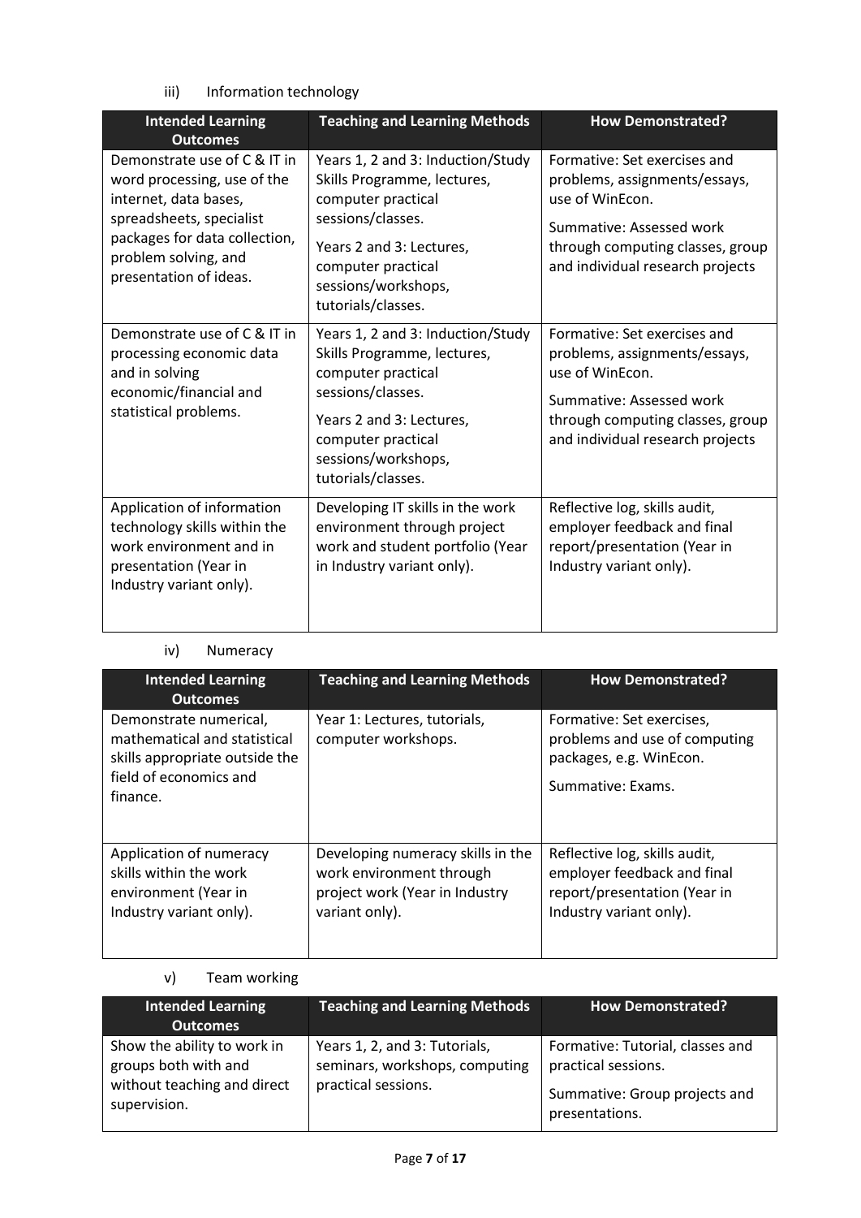iii) Information technology

| Intended Learning Outcomes | Teaching and Learning Methods | How Demonstrated? |
| --- | --- | --- |
| Demonstrate use of C & IT in word processing, use of the internet, data bases, spreadsheets, specialist packages for data collection, problem solving, and presentation of ideas. | Years 1, 2 and 3: Induction/Study Skills Programme, lectures, computer practical sessions/classes.<br><br>Years 2 and 3: Lectures, computer practical sessions/workshops, tutorials/classes. | Formative: Set exercises and problems, assignments/essays, use of WinEcon.<br><br>Summative: Assessed work through computing classes, group and individual research projects |
| Demonstrate use of C & IT in processing economic data and in solving economic/financial and statistical problems. | Years 1, 2 and 3: Induction/Study Skills Programme, lectures, computer practical sessions/classes.<br><br>Years 2 and 3: Lectures, computer practical sessions/workshops, tutorials/classes. | Formative: Set exercises and problems, assignments/essays, use of WinEcon.<br><br>Summative: Assessed work through computing classes, group and individual research projects |
| Application of information technology skills within the work environment and in presentation (Year in Industry variant only). | Developing IT skills in the work environment through project work and student portfolio (Year in Industry variant only). | Reflective log, skills audit, employer feedback and final report/presentation (Year in Industry variant only). |

iv) Numeracy

| Intended Learning Outcomes | Teaching and Learning Methods | How Demonstrated? |
| --- | --- | --- |
| Demonstrate numerical, mathematical and statistical skills appropriate outside the field of economics and finance. | Year 1: Lectures, tutorials, computer workshops. | Formative: Set exercises, problems and use of computing packages, e.g. WinEcon.<br><br>Summative: Exams. |
| Application of numeracy skills within the work environment (Year in Industry variant only). | Developing numeracy skills in the work environment through project work (Year in Industry variant only). | Reflective log, skills audit, employer feedback and final report/presentation (Year in Industry variant only). |

v) Team working

| Intended Learning Outcomes | Teaching and Learning Methods | How Demonstrated? |
| --- | --- | --- |
| Show the ability to work in groups both with and without teaching and direct supervision. | Years 1, 2, and 3: Tutorials, seminars, workshops, computing practical sessions. | Formative: Tutorial, classes and practical sessions.<br><br>Summative: Group projects and presentations. |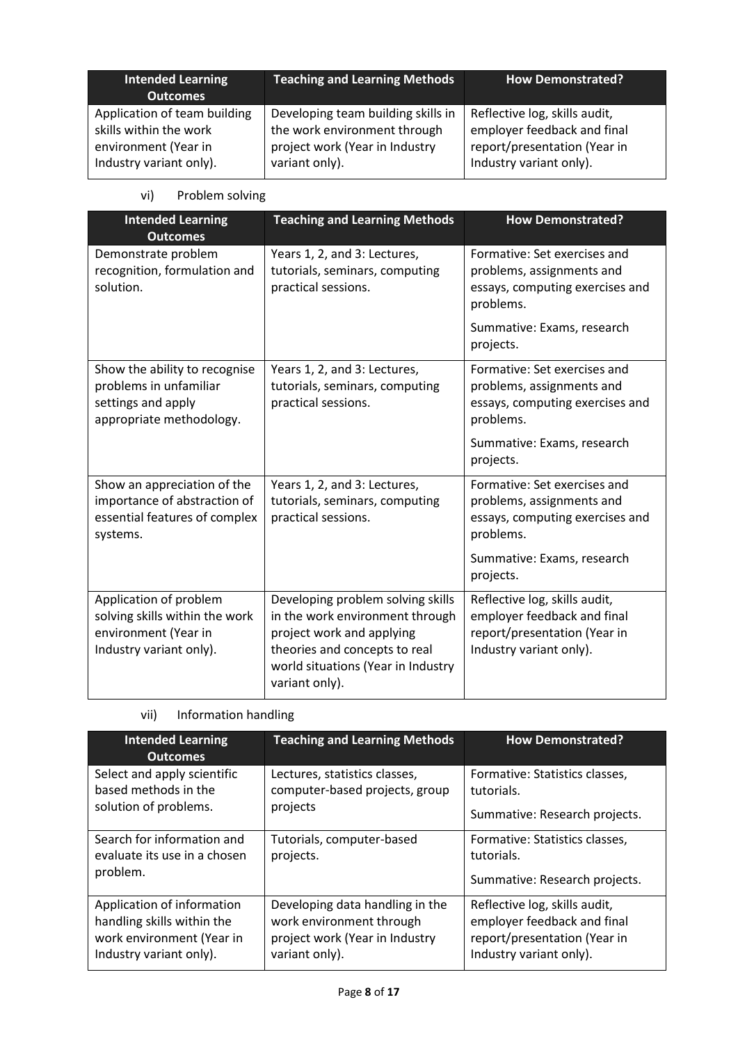| Intended Learning Outcomes | Teaching and Learning Methods | How Demonstrated? |
|---|---|---|
| Application of team building skills within the work environment (Year in Industry variant only). | Developing team building skills in the work environment through project work (Year in Industry variant only). | Reflective log, skills audit, employer feedback and final report/presentation (Year in Industry variant only). |

vi) Problem solving

| Intended Learning Outcomes | Teaching and Learning Methods | How Demonstrated? |
|---|---|---|
| Demonstrate problem recognition, formulation and solution. | Years 1, 2, and 3: Lectures, tutorials, seminars, computing practical sessions. | Formative: Set exercises and problems, assignments and essays, computing exercises and problems.<br><br>Summative: Exams, research projects. |
| Show the ability to recognise problems in unfamiliar settings and apply appropriate methodology. | Years 1, 2, and 3: Lectures, tutorials, seminars, computing practical sessions. | Formative: Set exercises and problems, assignments and essays, computing exercises and problems.<br><br>Summative: Exams, research projects. |
| Show an appreciation of the importance of abstraction of essential features of complex systems. | Years 1, 2, and 3: Lectures, tutorials, seminars, computing practical sessions. | Formative: Set exercises and problems, assignments and essays, computing exercises and problems.<br><br>Summative: Exams, research projects. |
| Application of problem solving skills within the work environment (Year in Industry variant only). | Developing problem solving skills in the work environment through project work and applying theories and concepts to real world situations (Year in Industry variant only). | Reflective log, skills audit, employer feedback and final report/presentation (Year in Industry variant only). |

vii) Information handling

| Intended Learning Outcomes | Teaching and Learning Methods | How Demonstrated? |
|---|---|---|
| Select and apply scientific based methods in the solution of problems. | Lectures, statistics classes, computer-based projects, group projects | Formative: Statistics classes, tutorials.<br><br>Summative: Research projects. |
| Search for information and evaluate its use in a chosen problem. | Tutorials, computer-based projects. | Formative: Statistics classes, tutorials.<br><br>Summative: Research projects. |
| Application of information handling skills within the work environment (Year in Industry variant only). | Developing data handling in the work environment through project work (Year in Industry variant only). | Reflective log, skills audit, employer feedback and final report/presentation (Year in Industry variant only). |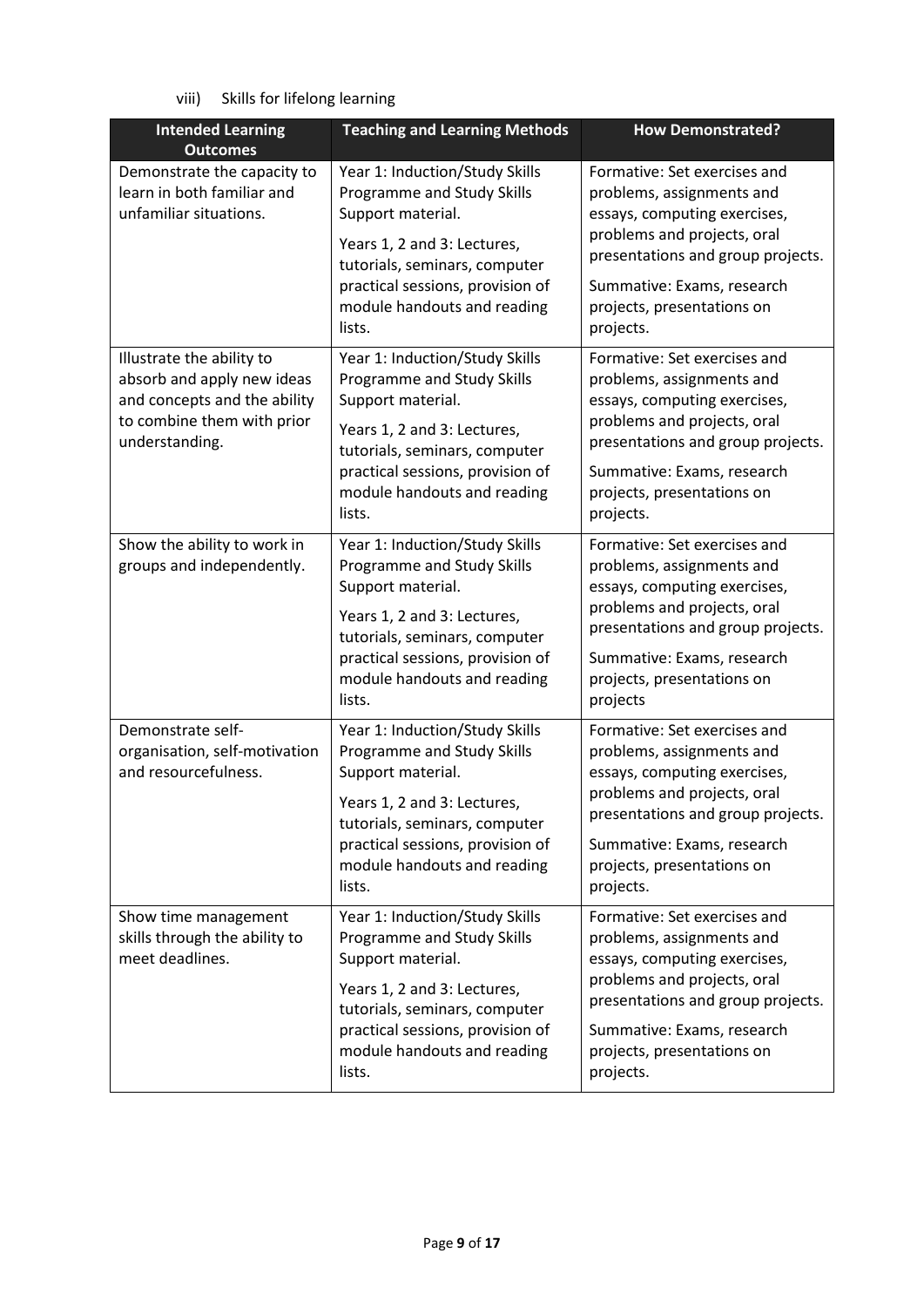viii) Skills for lifelong learning

| Intended Learning Outcomes | Teaching and Learning Methods | How Demonstrated? |
| --- | --- | --- |
| Demonstrate the capacity to learn in both familiar and unfamiliar situations. | Year 1: Induction/Study Skills Programme and Study Skills Support material.<br><br>Years 1, 2 and 3: Lectures, tutorials, seminars, computer practical sessions, provision of module handouts and reading lists. | Formative: Set exercises and problems, assignments and essays, computing exercises, problems and projects, oral presentations and group projects.<br><br>Summative: Exams, research projects, presentations on projects. |
| Illustrate the ability to absorb and apply new ideas and concepts and the ability to combine them with prior understanding. | Year 1: Induction/Study Skills Programme and Study Skills Support material.<br><br>Years 1, 2 and 3: Lectures, tutorials, seminars, computer practical sessions, provision of module handouts and reading lists. | Formative: Set exercises and problems, assignments and essays, computing exercises, problems and projects, oral presentations and group projects.<br><br>Summative: Exams, research projects, presentations on projects. |
| Show the ability to work in groups and independently. | Year 1: Induction/Study Skills Programme and Study Skills Support material.<br><br>Years 1, 2 and 3: Lectures, tutorials, seminars, computer practical sessions, provision of module handouts and reading lists. | Formative: Set exercises and problems, assignments and essays, computing exercises, problems and projects, oral presentations and group projects.<br><br>Summative: Exams, research projects, presentations on projects |
| Demonstrate self-organisation, self-motivation and resourcefulness. | Year 1: Induction/Study Skills Programme and Study Skills Support material.<br><br>Years 1, 2 and 3: Lectures, tutorials, seminars, computer practical sessions, provision of module handouts and reading lists. | Formative: Set exercises and problems, assignments and essays, computing exercises, problems and projects, oral presentations and group projects.<br><br>Summative: Exams, research projects, presentations on projects. |
| Show time management skills through the ability to meet deadlines. | Year 1: Induction/Study Skills Programme and Study Skills Support material.<br><br>Years 1, 2 and 3: Lectures, tutorials, seminars, computer practical sessions, provision of module handouts and reading lists. | Formative: Set exercises and problems, assignments and essays, computing exercises, problems and projects, oral presentations and group projects.<br><br>Summative: Exams, research projects, presentations on projects. |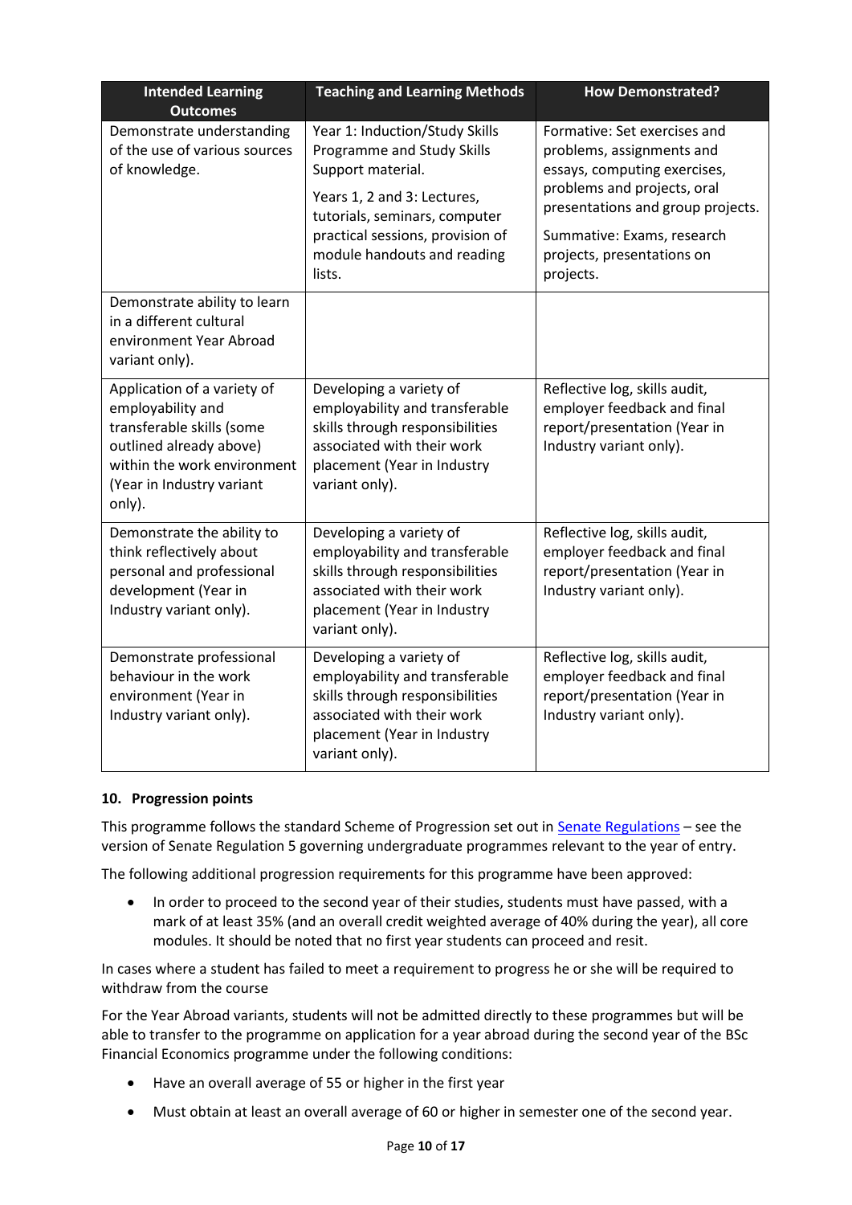| Intended Learning Outcomes | Teaching and Learning Methods | How Demonstrated? |
|---|---|---|
| Demonstrate understanding of the use of various sources of knowledge. | Year 1: Induction/Study Skills Programme and Study Skills Support material.<br><br>Years 1, 2 and 3: Lectures, tutorials, seminars, computer practical sessions, provision of module handouts and reading lists. | Formative: Set exercises and problems, assignments and essays, computing exercises, problems and projects, oral presentations and group projects.<br><br>Summative: Exams, research projects, presentations on projects. |
| Demonstrate ability to learn in a different cultural environment Year Abroad variant only). | | |
| Application of a variety of employability and transferable skills (some outlined already above) within the work environment (Year in Industry variant only). | Developing a variety of employability and transferable skills through responsibilities associated with their work placement (Year in Industry variant only). | Reflective log, skills audit, employer feedback and final report/presentation (Year in Industry variant only). |
| Demonstrate the ability to think reflectively about personal and professional development (Year in Industry variant only). | Developing a variety of employability and transferable skills through responsibilities associated with their work placement (Year in Industry variant only). | Reflective log, skills audit, employer feedback and final report/presentation (Year in Industry variant only). |
| Demonstrate professional behaviour in the work environment (Year in Industry variant only). | Developing a variety of employability and transferable skills through responsibilities associated with their work placement (Year in Industry variant only). | Reflective log, skills audit, employer feedback and final report/presentation (Year in Industry variant only). |

## 10. Progression points

This programme follows the standard Scheme of Progression set out in Senate Regulations – see the version of Senate Regulation 5 governing undergraduate programmes relevant to the year of entry.

The following additional progression requirements for this programme have been approved:

- In order to proceed to the second year of their studies, students must have passed, with a mark of at least 35% (and an overall credit weighted average of 40% during the year), all core modules. It should be noted that no first year students can proceed and resit.

In cases where a student has failed to meet a requirement to progress he or she will be required to withdraw from the course

For the Year Abroad variants, students will not be admitted directly to these programmes but will be able to transfer to the programme on application for a year abroad during the second year of the BSc Financial Economics programme under the following conditions:

- Have an overall average of 55 or higher in the first year
- Must obtain at least an overall average of 60 or higher in semester one of the second year.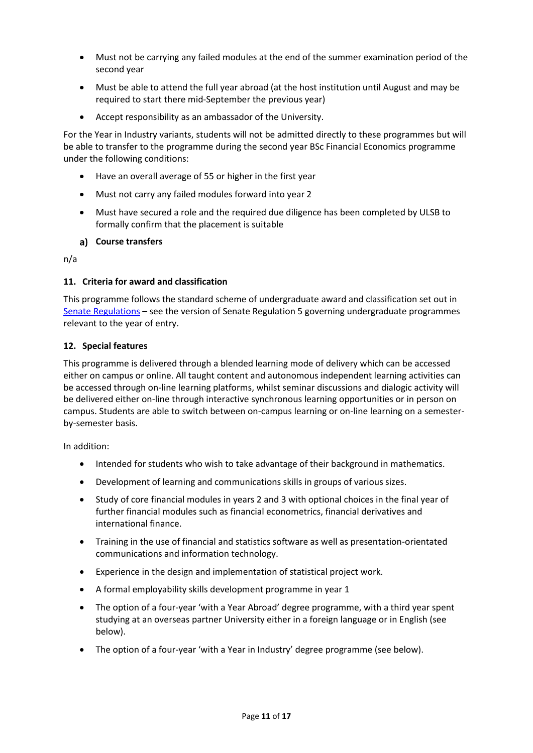- Must not be carrying any failed modules at the end of the summer examination period of the second year
- Must be able to attend the full year abroad (at the host institution until August and may be required to start there mid-September the previous year)
- Accept responsibility as an ambassador of the University.

For the Year in Industry variants, students will not be admitted directly to these programmes but will be able to transfer to the programme during the second year BSc Financial Economics programme under the following conditions:

- Have an overall average of 55 or higher in the first year
- Must not carry any failed modules forward into year 2
- Must have secured a role and the required due diligence has been completed by ULSB to formally confirm that the placement is suitable

### a) Course transfers

n/a

## 11. Criteria for award and classification

This programme follows the standard scheme of undergraduate award and classification set out in Senate Regulations – see the version of Senate Regulation 5 governing undergraduate programmes relevant to the year of entry.

## 12. Special features

This programme is delivered through a blended learning mode of delivery which can be accessed either on campus or online. All taught content and autonomous independent learning activities can be accessed through on-line learning platforms, whilst seminar discussions and dialogic activity will be delivered either on-line through interactive synchronous learning opportunities or in person on campus. Students are able to switch between on-campus learning or on-line learning on a semester-by-semester basis.

In addition:

- Intended for students who wish to take advantage of their background in mathematics.
- Development of learning and communications skills in groups of various sizes.
- Study of core financial modules in years 2 and 3 with optional choices in the final year of further financial modules such as financial econometrics, financial derivatives and international finance.
- Training in the use of financial and statistics software as well as presentation-orientated communications and information technology.
- Experience in the design and implementation of statistical project work.
- A formal employability skills development programme in year 1
- The option of a four-year 'with a Year Abroad' degree programme, with a third year spent studying at an overseas partner University either in a foreign language or in English (see below).
- The option of a four-year 'with a Year in Industry' degree programme (see below).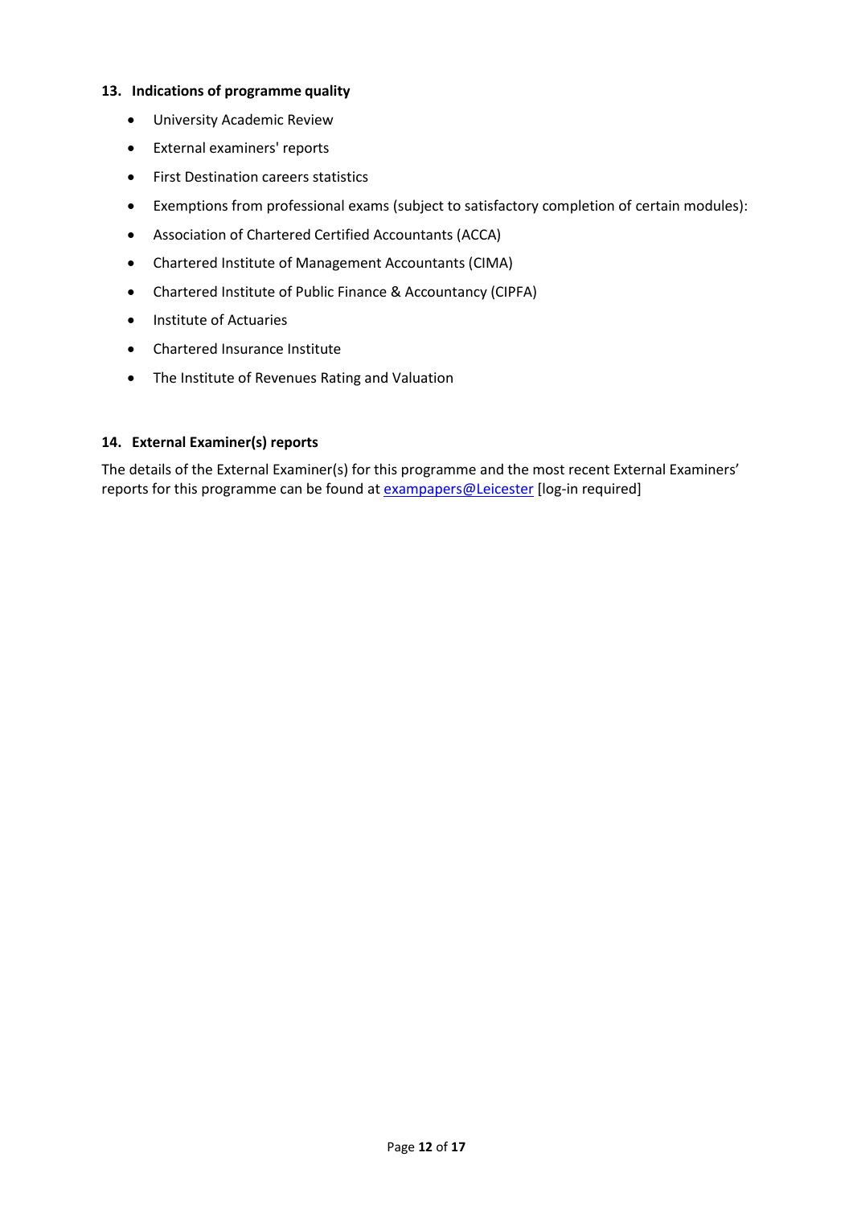### 13. Indications of programme quality

- University Academic Review
- External examiners' reports
- First Destination careers statistics
- Exemptions from professional exams (subject to satisfactory completion of certain modules):
- Association of Chartered Certified Accountants (ACCA)
- Chartered Institute of Management Accountants (CIMA)
- Chartered Institute of Public Finance & Accountancy (CIPFA)
- Institute of Actuaries
- Chartered Insurance Institute
- The Institute of Revenues Rating and Valuation

### 14. External Examiner(s) reports

The details of the External Examiner(s) for this programme and the most recent External Examiners' reports for this programme can be found at exampapers@Leicester [log-in required]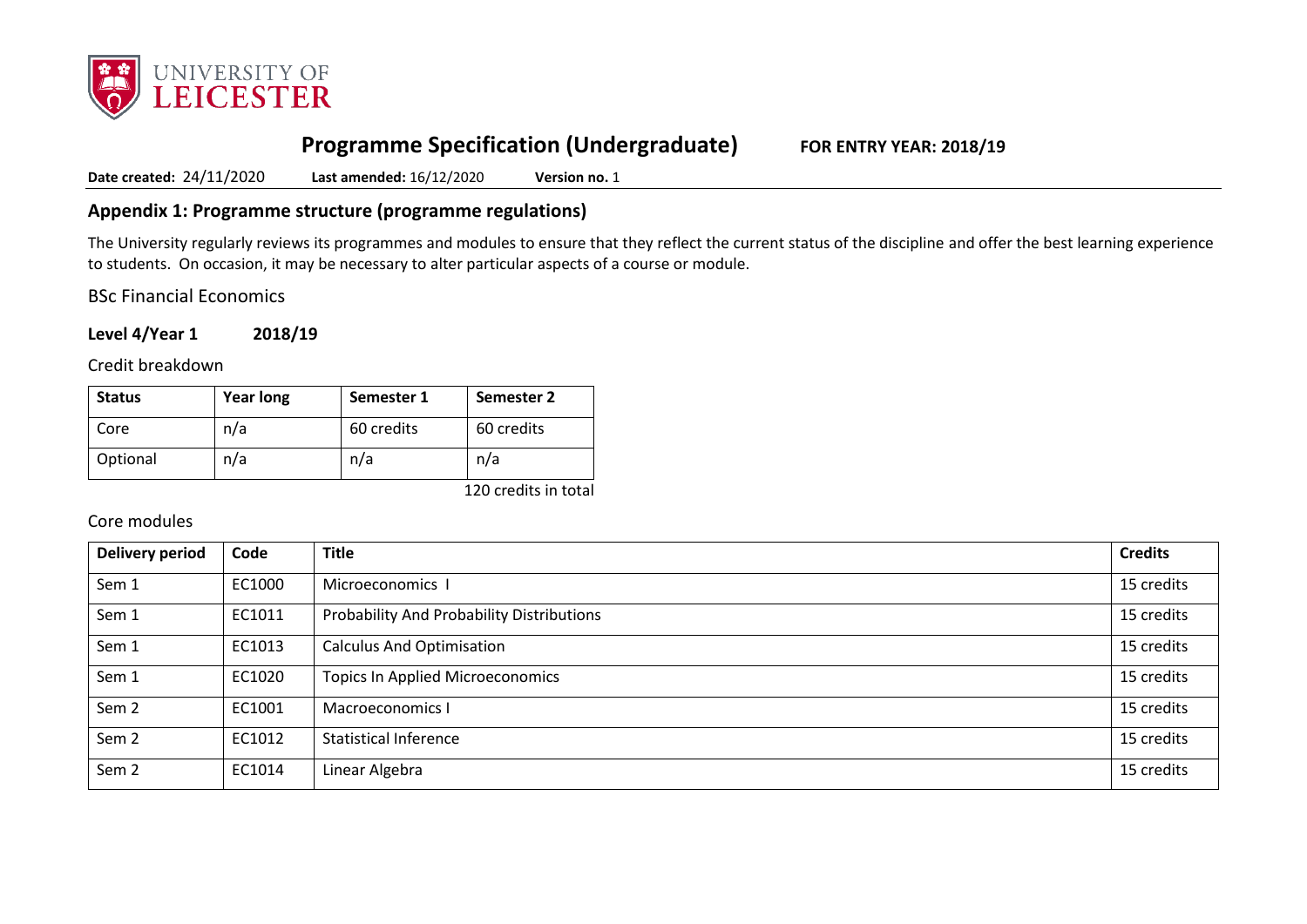# Programme Specification (Undergraduate) FOR ENTRY YEAR: 2018/19

**Date created:** 24/11/2020 **Last amended:** 16/12/2020 **Version no.** 1

## Appendix 1: Programme structure (programme regulations)

The University regularly reviews its programmes and modules to ensure that they reflect the current status of the discipline and offer the best learning experience to students. On occasion, it may be necessary to alter particular aspects of a course or module.

BSc Financial Economics

### Level 4/Year 1 2018/19

Credit breakdown

| Status | Year long | Semester 1 | Semester 2 |
|---|---|---|---|
| Core | n/a | 60 credits | 60 credits |
| Optional | n/a | n/a | n/a |

120 credits in total

Core modules

| Delivery period | Code | Title | Credits |
|---|---|---|---|
| Sem 1 | EC1000 | Microeconomics I | 15 credits |
| Sem 1 | EC1011 | Probability And Probability Distributions | 15 credits |
| Sem 1 | EC1013 | Calculus And Optimisation | 15 credits |
| Sem 1 | EC1020 | Topics In Applied Microeconomics | 15 credits |
| Sem 2 | EC1001 | Macroeconomics I | 15 credits |
| Sem 2 | EC1012 | Statistical Inference | 15 credits |
| Sem 2 | EC1014 | Linear Algebra | 15 credits |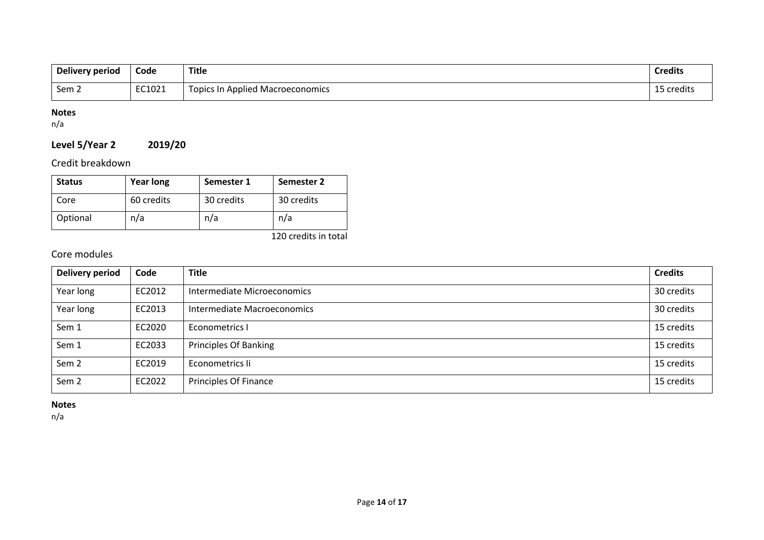| Delivery period | Code | Title | Credits |
|---|---|---|---|
| Sem 2 | EC1021 | Topics In Applied Macroeconomics | 15 credits |

**Notes**
n/a

## Level 5/Year 2 2019/20

### Credit breakdown

| Status | Year long | Semester 1 | Semester 2 |
|---|---|---|---|
| Core | 60 credits | 30 credits | 30 credits |
| Optional | n/a | n/a | n/a |

120 credits in total

### Core modules

| Delivery period | Code | Title | Credits |
|---|---|---|---|
| Year long | EC2012 | Intermediate Microeconomics | 30 credits |
| Year long | EC2013 | Intermediate Macroeconomics | 30 credits |
| Sem 1 | EC2020 | Econometrics I | 15 credits |
| Sem 1 | EC2033 | Principles Of Banking | 15 credits |
| Sem 2 | EC2019 | Econometrics Ii | 15 credits |
| Sem 2 | EC2022 | Principles Of Finance | 15 credits |

**Notes**
n/a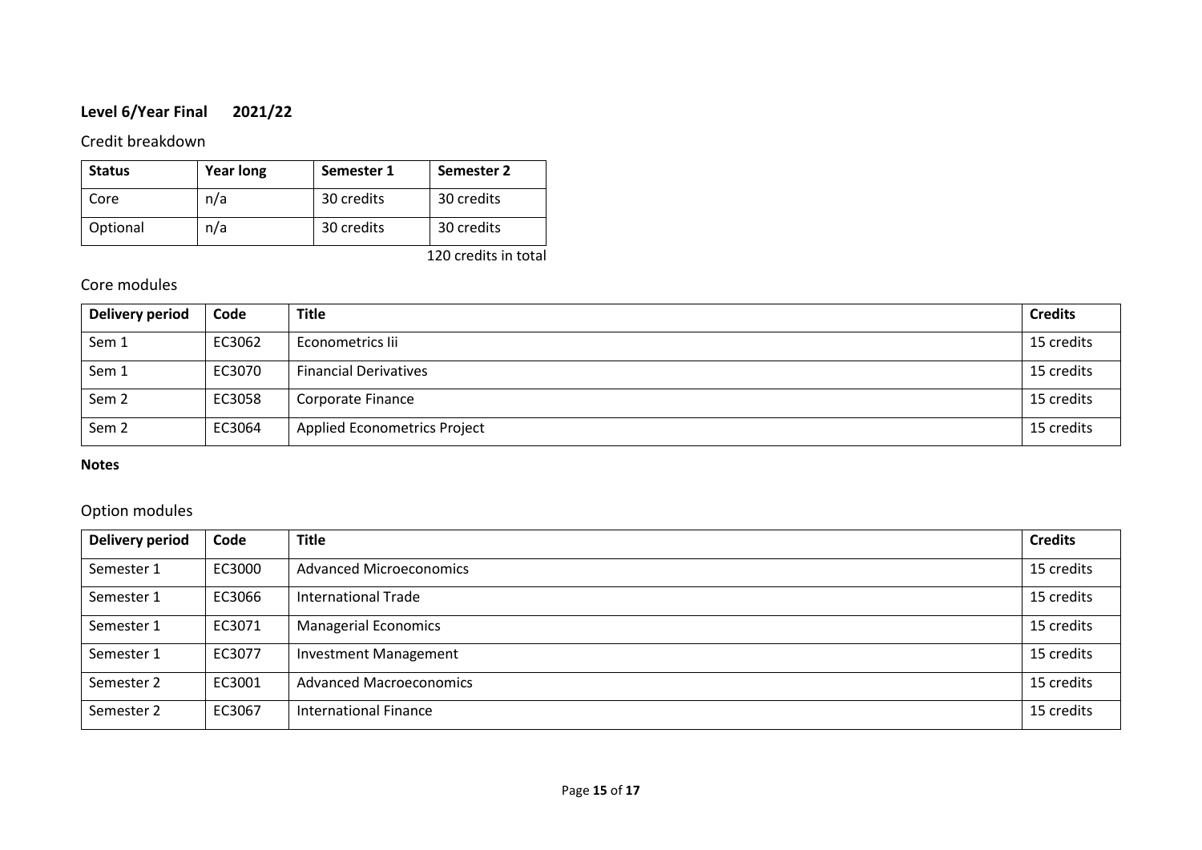## Level 6/Year Final 2021/22

### Credit breakdown

| Status | Year long | Semester 1 | Semester 2 |
| --- | --- | --- | --- |
| Core | n/a | 30 credits | 30 credits |
| Optional | n/a | 30 credits | 30 credits |

120 credits in total

### Core modules

| Delivery period | Code | Title | Credits |
| --- | --- | --- | --- |
| Sem 1 | EC3062 | Econometrics Iii | 15 credits |
| Sem 1 | EC3070 | Financial Derivatives | 15 credits |
| Sem 2 | EC3058 | Corporate Finance | 15 credits |
| Sem 2 | EC3064 | Applied Econometrics Project | 15 credits |

**Notes**

### Option modules

| Delivery period | Code | Title | Credits |
| --- | --- | --- | --- |
| Semester 1 | EC3000 | Advanced Microeconomics | 15 credits |
| Semester 1 | EC3066 | International Trade | 15 credits |
| Semester 1 | EC3071 | Managerial Economics | 15 credits |
| Semester 1 | EC3077 | Investment Management | 15 credits |
| Semester 2 | EC3001 | Advanced Macroeconomics | 15 credits |
| Semester 2 | EC3067 | International Finance | 15 credits |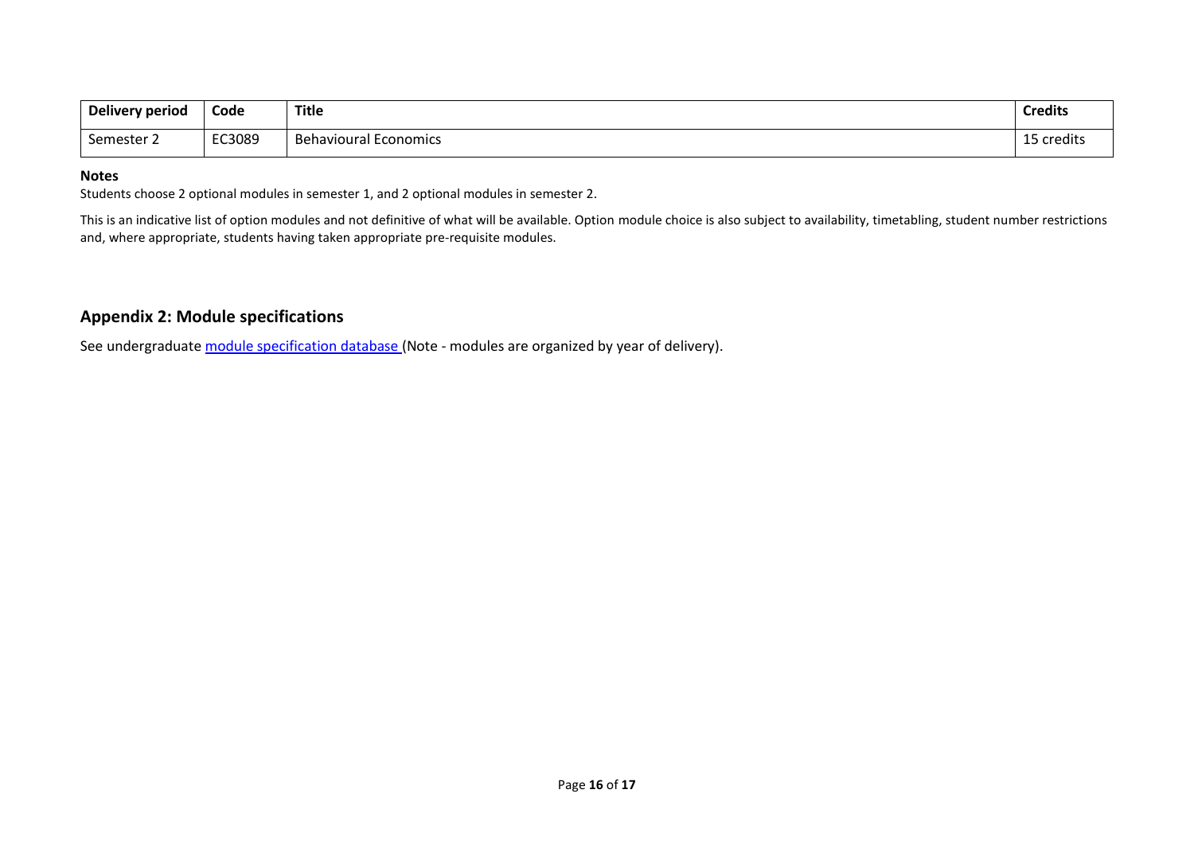| Delivery period | Code | Title | Credits |
|---|---|---|---|
| Semester 2 | EC3089 | Behavioural Economics | 15 credits |

**Notes**

Students choose 2 optional modules in semester 1, and 2 optional modules in semester 2.

This is an indicative list of option modules and not definitive of what will be available. Option module choice is also subject to availability, timetabling, student number restrictions and, where appropriate, students having taken appropriate pre-requisite modules.

## Appendix 2: Module specifications

See undergraduate module specification database (Note - modules are organized by year of delivery).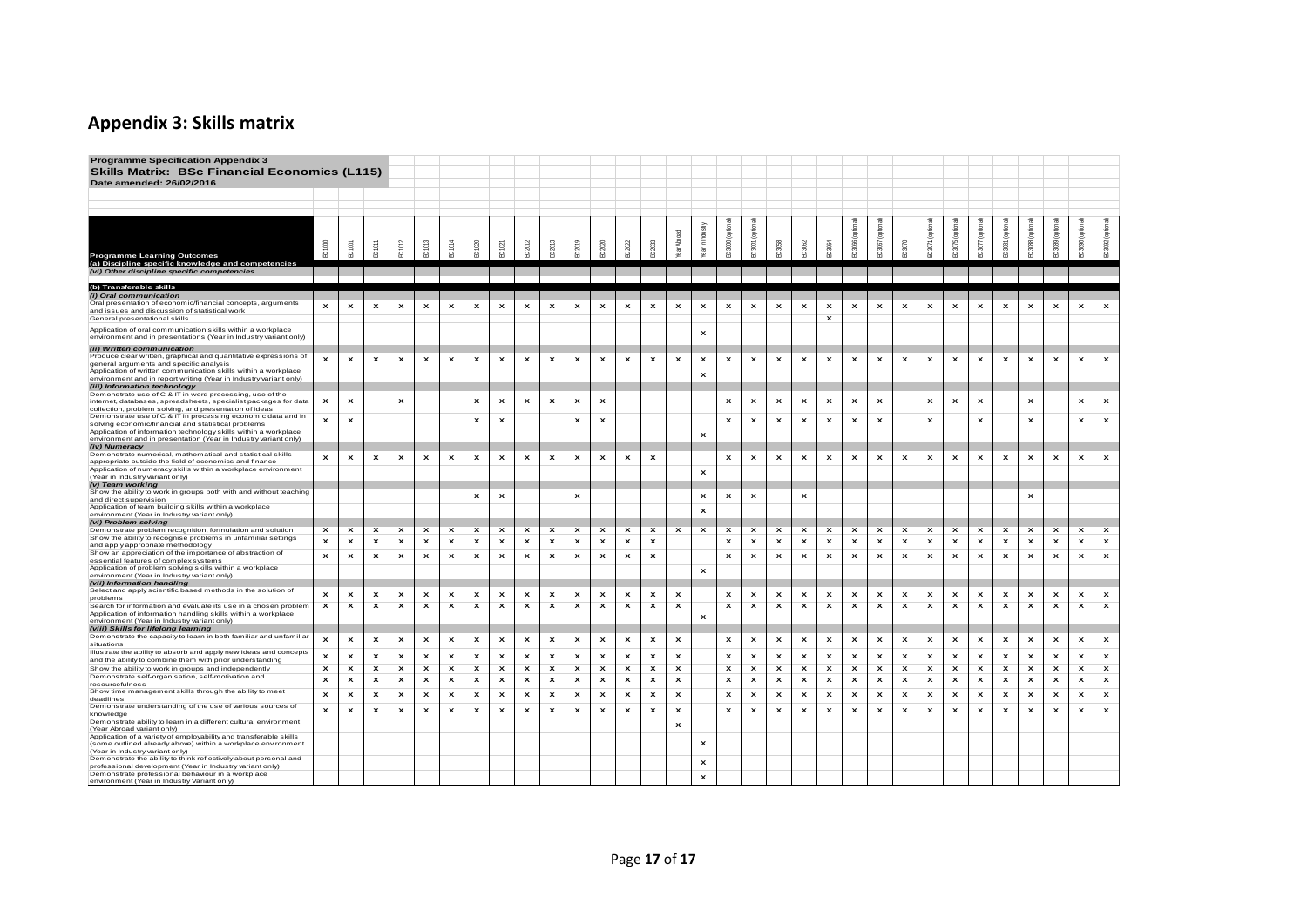# Appendix 3: Skills matrix

**Programme Specification Appendix 3**

**Skills Matrix: BSc Financial Economics (L115)**

**Date amended: 26/02/2016**

| Programme Learning Outcomes | EC1000 | EC1001 | EC1011 | EC1012 | EC1013 | EC1014 | EC1020 | EC1021 | EC2012 | EC2013 | EC2019 | EC2020 | EC2022 | EC2033 | Year Abroad | Year in Industry | EC3000 (optional) | EC3001 (optional) | EC3058 | EC3062 | EC3064 | EC3066 (optional) | EC3067 (optional) | EC3070 | EC3071 (optional) | EC3075 (optional) | EC3077 (optional) | EC3081 (optional) | EC3088 (optional) | EC3089 (optional) | EC3090 (optional) | EC3092 (optional) |
|---|---|---|---|---|---|---|---|---|---|---|---|---|---|---|---|---|---|---|---|---|---|---|---|---|---|---|---|---|---|---|---|---|
| ***(a) Discipline specific knowledge and competencies*** | | | | | | | | | | | | | | | | | | | | | | | | | | | | | | | | |
| ***(vi) Other discipline specific competencies*** | | | | | | | | | | | | | | | | | | | | | | | | | | | | | | | | |
| ***(b) Transferable skills*** | | | | | | | | | | | | | | | | | | | | | | | | | | | | | | | | |
| ***(i) Oral communication*** | | | | | | | | | | | | | | | | | | | | | | | | | | | | | | | | |
| Oral presentation of economic/financial concepts, arguments and issues and discussion of statistical work | × | × | × | × | × | × | × | × | × | × | × | × | × | × | × | × | × | × | × | × | × | × | × | × | × | × | × | × | × | × | × | × |
| General presentational skills | | | | | | | | | | | | | | | | | | | | | × | | | | | | | | | | | |
| Application of oral communication skills within a workplace environment and in presentations (Year in Industry variant only) | | | | | | | | | | | | | | | | × | | | | | | | | | | | | | | | | |
| ***(ii) Written communication*** | | | | | | | | | | | | | | | | | | | | | | | | | | | | | | | | |
| Produce clear written, graphical and quantitative expressions of general arguments and specific analysis | × | × | × | × | × | × | × | × | × | × | × | × | × | × | × | × | × | × | × | × | × | × | × | × | × | × | × | × | × | × | × | × |
| Application of written communication skills within a workplace environment and in report writing (Year in Industry variant only) | | | | | | | | | | | | | | | | × | | | | | | | | | | | | | | | | |
| ***(iii) Information technology*** | | | | | | | | | | | | | | | | | | | | | | | | | | | | | | | | |
| Demonstrate use of C & IT in word processing, use of the internet, databases, spreadsheets, specialist packages for data collection, problem solving, and presentation of ideas | × | × | | × | | | × | × | × | × | × | × | | | | | × | × | × | × | × | × | × | | × | × | × | | × | | × | × |
| Demonstrate use of C & IT in processing economic data and in solving economic/financial and statistical problems | × | × | | | | | × | × | | | × | × | | | | | × | × | × | × | × | × | × | | × | | × | | × | | × | × |
| Application of information technology skills within a workplace environment and in presentation (Year in Industry variant only) | | | | | | | | | | | | | | | | × | | | | | | | | | | | | | | | | |
| ***(iv) Numeracy*** | | | | | | | | | | | | | | | | | | | | | | | | | | | | | | | | |
| Demonstrate numerical, mathematical and statistical skills appropriate outside the field of economics and finance | × | × | × | × | × | × | × | × | × | × | × | × | × | × | | | × | × | × | × | × | × | × | × | × | × | × | × | × | × | × | × |
| Application of numeracy skills within a workplace environment (Year in Industry variant only) | | | | | | | | | | | | | | | | × | | | | | | | | | | | | | | | | |
| ***(v) Team working*** | | | | | | | | | | | | | | | | | | | | | | | | | | | | | | | | |
| Show the ability to work in groups both with and without teaching and direct supervision | | | | | | | × | × | | | × | | | | | × | × | × | | × | | | | | | | | | × | | | |
| Application of team building skills within a workplace environment (Year in Industry variant only) | | | | | | | | | | | | | | | | × | | | | | | | | | | | | | | | | |
| ***(vi) Problem solving*** | | | | | | | | | | | | | | | | | | | | | | | | | | | | | | | | |
| Demonstrate problem recognition, formulation and solution | × | × | × | × | × | × | × | × | × | × | × | × | × | × | × | × | × | × | × | × | × | × | × | × | × | × | × | × | × | × | × | × |
| Show the ability to recognise problems in unfamiliar settings and apply appropriate methodology | × | × | × | × | × | × | × | × | × | × | × | × | × | × | | | × | × | × | × | × | × | × | × | × | × | × | × | × | × | × | × |
| Show an appreciation of the importance of abstraction of essential features of complex systems | × | × | × | × | × | × | × | × | × | × | × | × | × | × | | | × | × | × | × | × | × | × | × | × | × | × | × | × | × | × | × |
| Application of problem solving skills within a workplace environment (Year in Industry variant only) | | | | | | | | | | | | | | | | × | | | | | | | | | | | | | | | | |
| ***(vii) Information handling*** | | | | | | | | | | | | | | | | | | | | | | | | | | | | | | | | |
| Select and apply scientific based methods in the solution of problems | × | × | × | × | × | × | × | × | × | × | × | × | × | × | × | | × | × | × | × | × | × | × | × | × | × | × | × | × | × | × | × |
| Search for information and evaluate its use in a chosen problem | × | × | × | × | × | × | × | × | × | × | × | × | × | × | × | | × | × | × | × | × | × | × | × | × | × | × | × | × | × | × | × |
| Application of information handling skills within a workplace environment (Year in Industry variant only) | | | | | | | | | | | | | | | | × | | | | | | | | | | | | | | | | |
| ***(viii) Skills for lifelong learning*** | | | | | | | | | | | | | | | | | | | | | | | | | | | | | | | | |
| Demonstrate the capacity to learn in both familiar and unfamiliar situations | × | × | × | × | × | × | × | × | × | × | × | × | × | × | × | | × | × | × | × | × | × | × | × | × | × | × | × | × | × | × | × |
| Illustrate the ability to absorb and apply new ideas and concepts and the ability to combine them with prior understanding | × | × | × | × | × | × | × | × | × | × | × | × | × | × | × | | × | × | × | × | × | × | × | × | × | × | × | × | × | × | × | × |
| Show the ability to work in groups and independently | × | × | × | × | × | × | × | × | × | × | × | × | × | × | × | | × | × | × | × | × | × | × | × | × | × | × | × | × | × | × | × |
| Demonstrate self-organisation, self-motivation and resourcefulness | × | × | × | × | × | × | × | × | × | × | × | × | × | × | × | | × | × | × | × | × | × | × | × | × | × | × | × | × | × | × | × |
| Show time management skills through the ability to meet deadlines | × | × | × | × | × | × | × | × | × | × | × | × | × | × | × | | × | × | × | × | × | × | × | × | × | × | × | × | × | × | × | × |
| Demonstrate understanding of the use of various sources of knowledge | × | × | × | × | × | × | × | × | × | × | × | × | × | × | × | | × | × | × | × | × | × | × | × | × | × | × | × | × | × | × | × |
| Demonstrate ability to learn in a different cultural environment (Year Abroad variant only) | | | | | | | | | | | | | | | × | | | | | | | | | | | | | | | | | |
| Application of a variety of employability and transferable skills (some outlined already above) within a workplace environment (Year in Industry variant only) | | | | | | | | | | | | | | | | × | | | | | | | | | | | | | | | | |
| Demonstrate the ability to think reflectively about personal and professional development (Year in Industry variant only) | | | | | | | | | | | | | | | | × | | | | | | | | | | | | | | | | |
| Demonstrate professional behaviour in a workplace environment (Year in Industry Variant only) | | | | | | | | | | | | | | | | × | | | | | | | | | | | | | | | | |